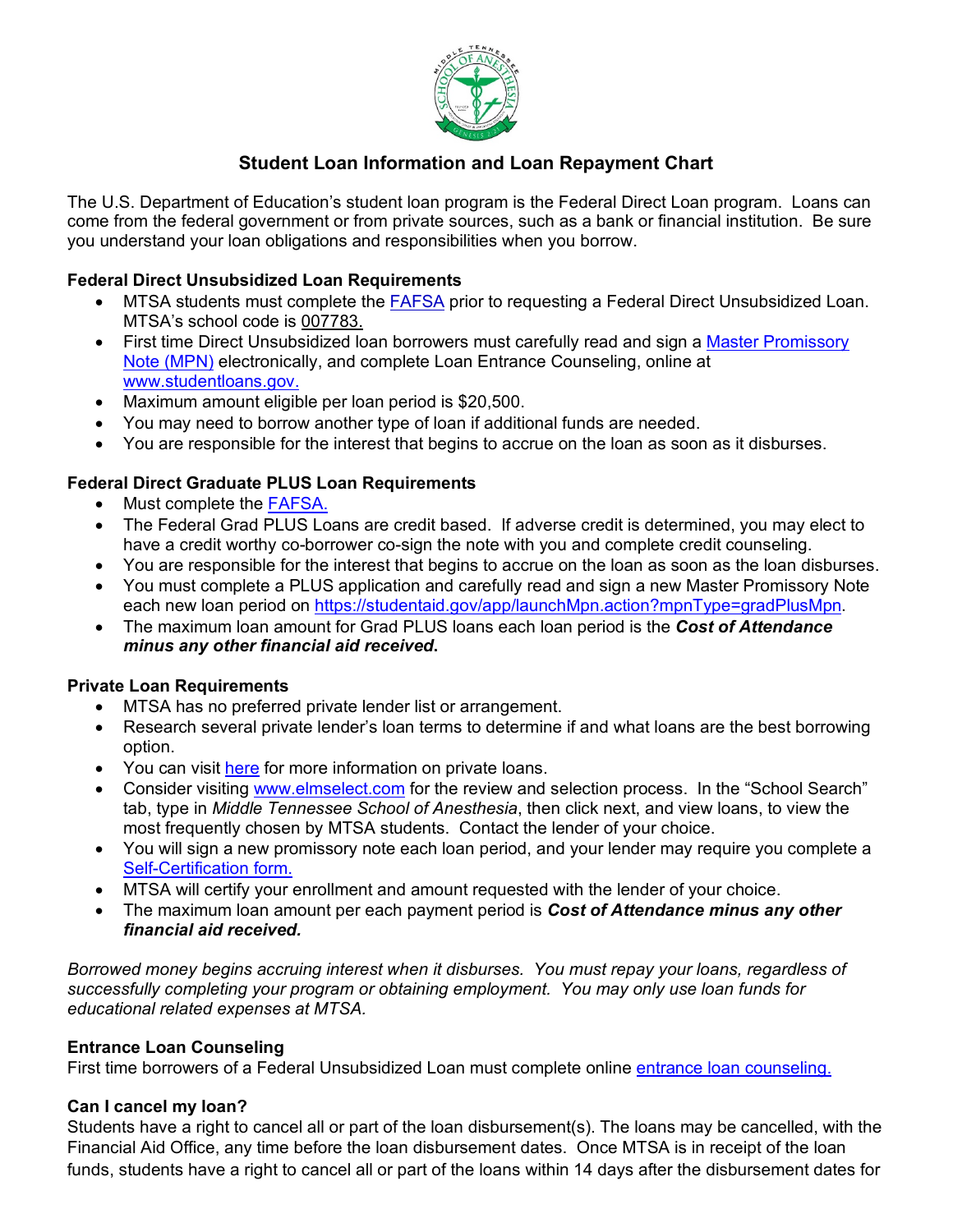# Student Loan Information and Loan Repayment Chart

The U.S. Department of Education's student loan program is the Federal Direct Loan program. Loans can come from the federal government or from private sources, such as a bank or financial institution. Be sure you understand your loan obligations and responsibilities when you borrow.

### Federal Direct Unsubsidized Loan Requirements

- MTSA students must complete the FAFSA prior to requesting a Federal Direct Unsubsidized Loan. MTSA's school code is 007783.
- First time Direct Unsubsidized loan borrowers must carefully read and sign a Master Promissory Note (MPN) electronically, and complete Loan Entrance Counseling, online at www.studentloans.gov.
- Maximum amount eligible per loan period is $20,500.
- You may need to borrow another type of loan if additional funds are needed.
- You are responsible for the interest that begins to accrue on the loan as soon as it disburses.

### Federal Direct Graduate PLUS Loan Requirements

- Must complete the FAFSA.
- The Federal Grad PLUS Loans are credit based. If adverse credit is determined, you may elect to have a credit worthy co-borrower co-sign the note with you and complete credit counseling.
- You are responsible for the interest that begins to accrue on the loan as soon as the loan disburses.
- You must complete a PLUS application and carefully read and sign a new Master Promissory Note each new loan period on https://studentaid.gov/app/launchMpn.action?mpnType=gradPlusMpn.
- The maximum loan amount for Grad PLUS loans each loan period is the ***Cost of Attendance minus any other financial aid received.***

### Private Loan Requirements

- MTSA has no preferred private lender list or arrangement.
- Research several private lender's loan terms to determine if and what loans are the best borrowing option.
- You can visit here for more information on private loans.
- Consider visiting www.elmselect.com for the review and selection process. In the "School Search" tab, type in *Middle Tennessee School of Anesthesia*, then click next, and view loans, to view the most frequently chosen by MTSA students. Contact the lender of your choice.
- You will sign a new promissory note each loan period, and your lender may require you complete a Self-Certification form.
- MTSA will certify your enrollment and amount requested with the lender of your choice.
- The maximum loan amount per each payment period is ***Cost of Attendance minus any other financial aid received.***

*Borrowed money begins accruing interest when it disburses. You must repay your loans, regardless of successfully completing your program or obtaining employment. You may only use loan funds for educational related expenses at MTSA.*

### Entrance Loan Counseling

First time borrowers of a Federal Unsubsidized Loan must complete online entrance loan counseling.

### Can I cancel my loan?

Students have a right to cancel all or part of the loan disbursement(s). The loans may be cancelled, with the Financial Aid Office, any time before the loan disbursement dates. Once MTSA is in receipt of the loan funds, students have a right to cancel all or part of the loans within 14 days after the disbursement dates for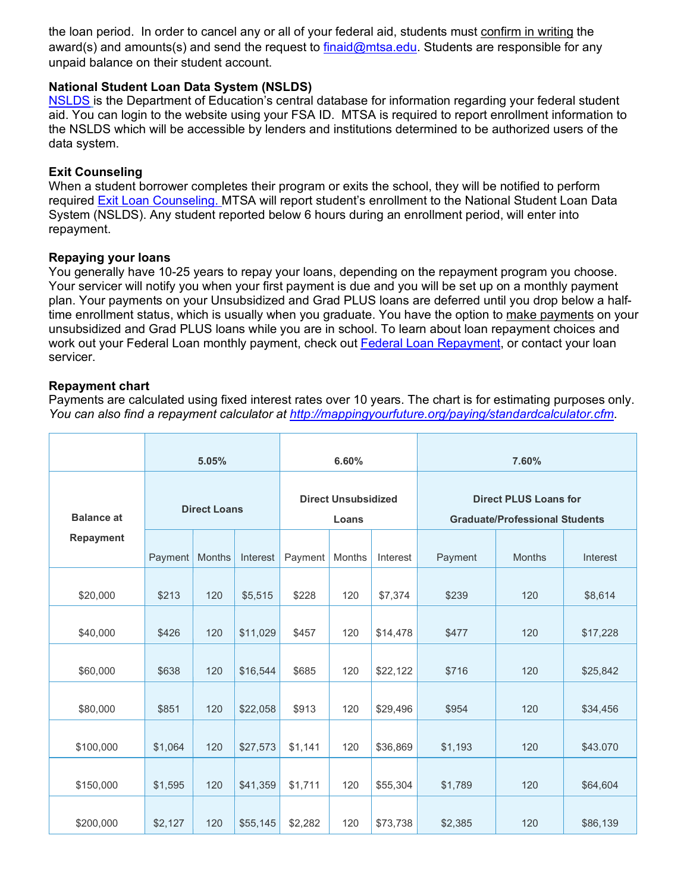the loan period. In order to cancel any or all of your federal aid, students must confirm in writing the award(s) and amounts(s) and send the request to finaid@mtsa.edu. Students are responsible for any unpaid balance on their student account.

**National Student Loan Data System (NSLDS)**
NSLDS is the Department of Education's central database for information regarding your federal student aid. You can login to the website using your FSA ID. MTSA is required to report enrollment information to the NSLDS which will be accessible by lenders and institutions determined to be authorized users of the data system.

**Exit Counseling**
When a student borrower completes their program or exits the school, they will be notified to perform required Exit Loan Counseling. MTSA will report student's enrollment to the National Student Loan Data System (NSLDS). Any student reported below 6 hours during an enrollment period, will enter into repayment.

**Repaying your loans**
You generally have 10-25 years to repay your loans, depending on the repayment program you choose. Your servicer will notify you when your first payment is due and you will be set up on a monthly payment plan. Your payments on your Unsubsidized and Grad PLUS loans are deferred until you drop below a half-time enrollment status, which is usually when you graduate. You have the option to make payments on your unsubsidized and Grad PLUS loans while you are in school. To learn about loan repayment choices and work out your Federal Loan monthly payment, check out Federal Loan Repayment, or contact your loan servicer.

**Repayment chart**
Payments are calculated using fixed interest rates over 10 years. The chart is for estimating purposes only. *You can also find a repayment calculator at http://mappingyourfuture.org/paying/standardcalculator.cfm.*

| Balance at Repayment | 5.05% | | | 6.60% | | | 7.60% | | |
|---|---|---|---|---|---|---|---|---|---|
| | Direct Loans | | | Direct Unsubsidized Loans | | | Direct PLUS Loans for Graduate/Professional Students | | |
| | Payment | Months | Interest | Payment | Months | Interest | Payment | Months | Interest |
| $20,000 | $213 | 120 | $5,515 | $228 | 120 | $7,374 | $239 | 120 | $8,614 |
| $40,000 | $426 | 120 | $11,029 | $457 | 120 | $14,478 | $477 | 120 | $17,228 |
| $60,000 | $638 | 120 | $16,544 | $685 | 120 | $22,122 | $716 | 120 | $25,842 |
| $80,000 | $851 | 120 | $22,058 | $913 | 120 | $29,496 | $954 | 120 | $34,456 |
| $100,000 | $1,064 | 120 | $27,573 | $1,141 | 120 | $36,869 | $1,193 | 120 | $43.070 |
| $150,000 | $1,595 | 120 | $41,359 | $1,711 | 120 | $55,304 | $1,789 | 120 | $64,604 |
| $200,000 | $2,127 | 120 | $55,145 | $2,282 | 120 | $73,738 | $2,385 | 120 | $86,139 |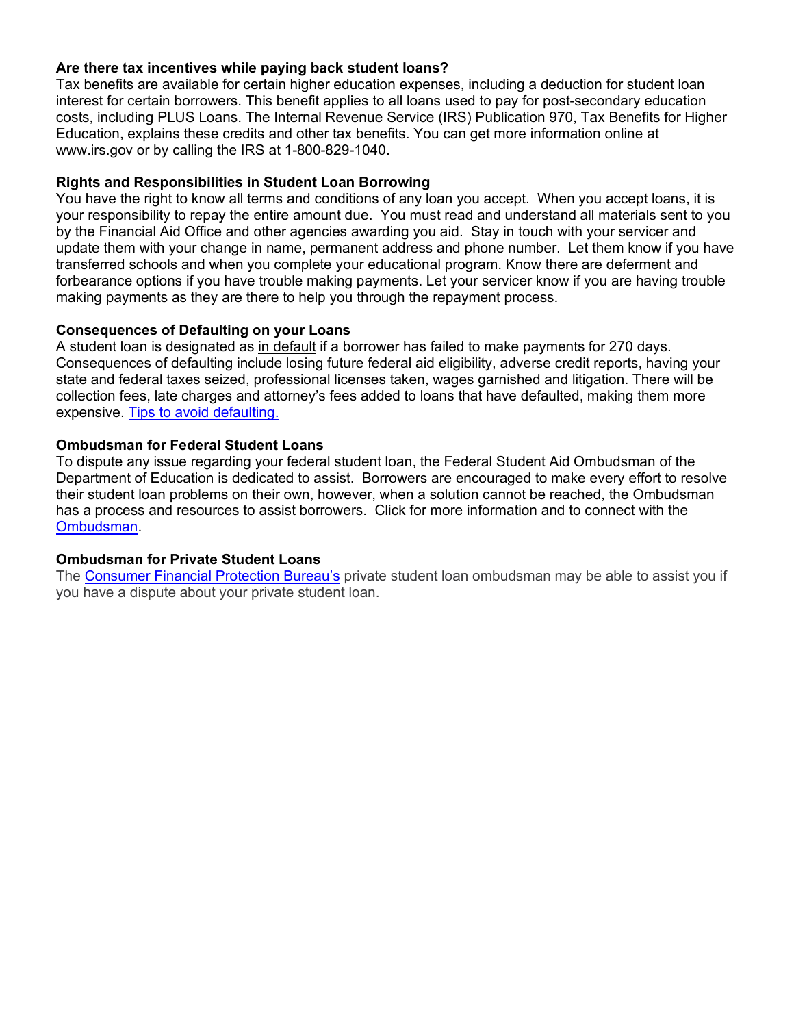**Are there tax incentives while paying back student loans?**
Tax benefits are available for certain higher education expenses, including a deduction for student loan interest for certain borrowers. This benefit applies to all loans used to pay for post-secondary education costs, including PLUS Loans. The Internal Revenue Service (IRS) Publication 970, Tax Benefits for Higher Education, explains these credits and other tax benefits. You can get more information online at www.irs.gov or by calling the IRS at 1-800-829-1040.

**Rights and Responsibilities in Student Loan Borrowing**
You have the right to know all terms and conditions of any loan you accept. When you accept loans, it is your responsibility to repay the entire amount due. You must read and understand all materials sent to you by the Financial Aid Office and other agencies awarding you aid. Stay in touch with your servicer and update them with your change in name, permanent address and phone number. Let them know if you have transferred schools and when you complete your educational program. Know there are deferment and forbearance options if you have trouble making payments. Let your servicer know if you are having trouble making payments as they are there to help you through the repayment process.

**Consequences of Defaulting on your Loans**
A student loan is designated as in default if a borrower has failed to make payments for 270 days. Consequences of defaulting include losing future federal aid eligibility, adverse credit reports, having your state and federal taxes seized, professional licenses taken, wages garnished and litigation. There will be collection fees, late charges and attorney's fees added to loans that have defaulted, making them more expensive. Tips to avoid defaulting.

**Ombudsman for Federal Student Loans**
To dispute any issue regarding your federal student loan, the Federal Student Aid Ombudsman of the Department of Education is dedicated to assist. Borrowers are encouraged to make every effort to resolve their student loan problems on their own, however, when a solution cannot be reached, the Ombudsman has a process and resources to assist borrowers. Click for more information and to connect with the Ombudsman.

**Ombudsman for Private Student Loans**
The Consumer Financial Protection Bureau's private student loan ombudsman may be able to assist you if you have a dispute about your private student loan.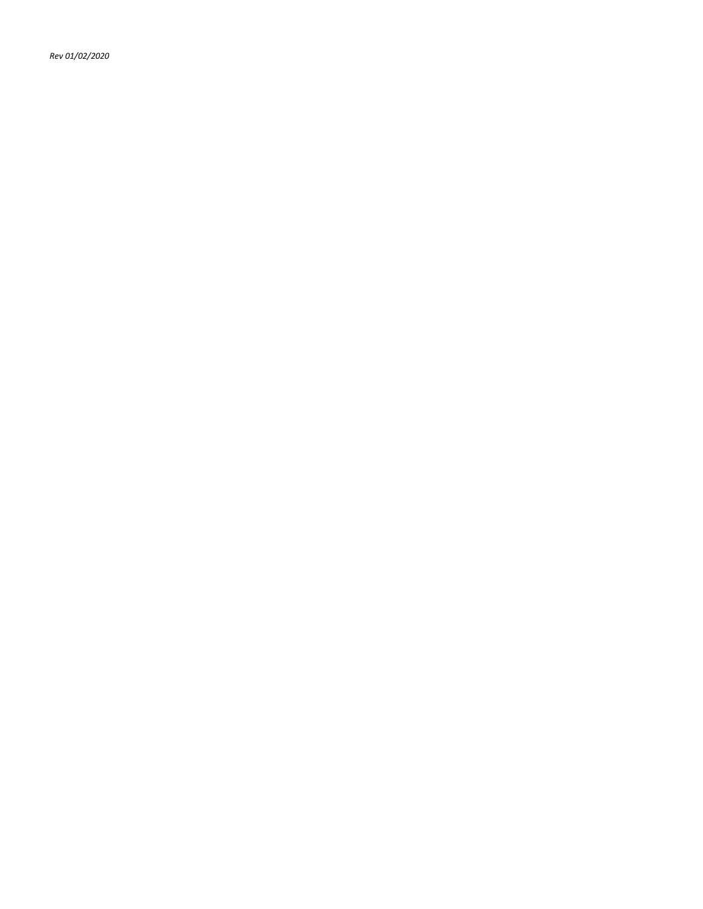*Rev 01/02/2020*